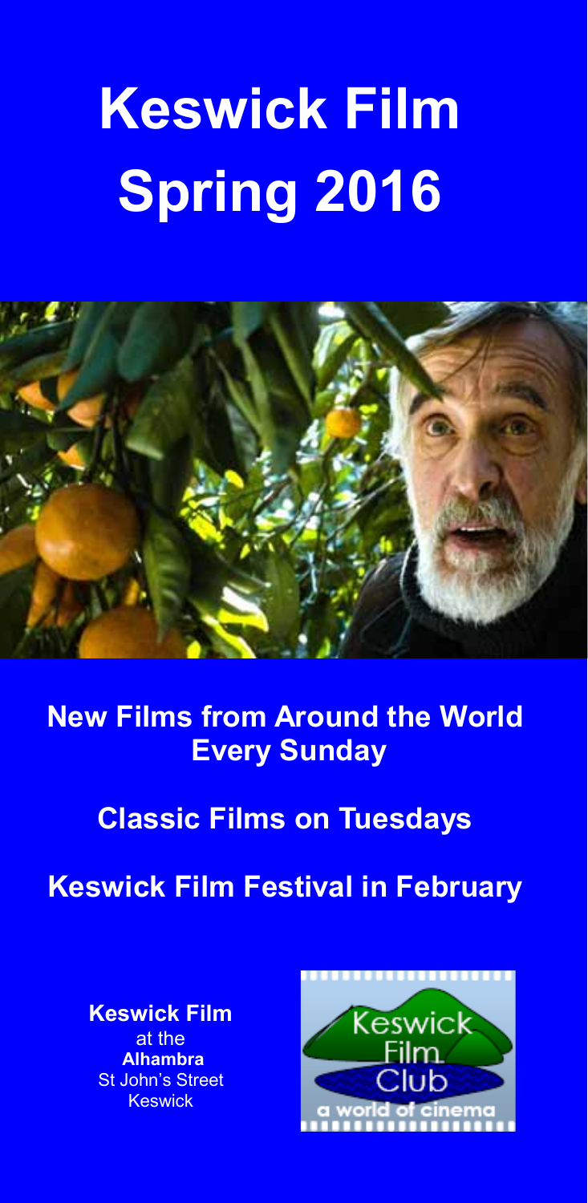# Keswick Film Spring 2016

## New Films from Around the World Every Sunday

## Classic Films on Tuesdays

## Keswick Film Festival in February

**Keswick Film**
at the
**Alhambra**
St John's Street
Keswick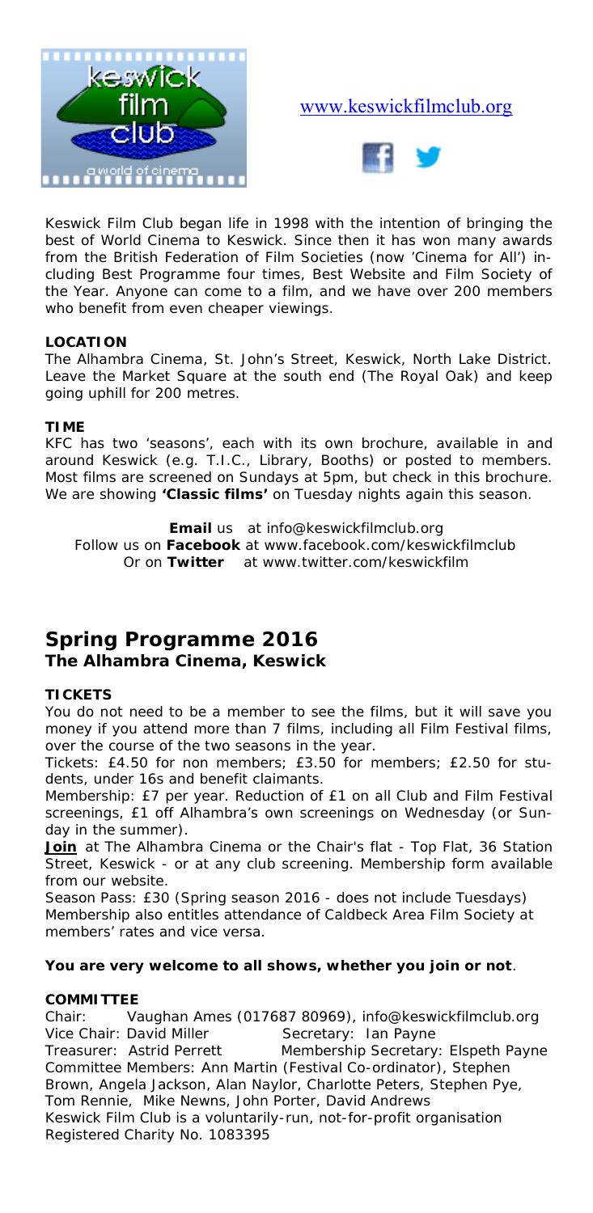www.keswickfilmclub.org

Keswick Film Club began life in 1998 with the intention of bringing the best of World Cinema to Keswick. Since then it has won many awards from the British Federation of Film Societies (now 'Cinema for All') including Best Programme four times, Best Website and Film Society of the Year. Anyone can come to a film, and we have over 200 members who benefit from even cheaper viewings.

**LOCATION**

The Alhambra Cinema, St. John's Street, Keswick, North Lake District. Leave the Market Square at the south end (The Royal Oak) and keep going uphill for 200 metres.

**TIME**

KFC has two 'seasons', each with its own brochure, available in and around Keswick (e.g. T.I.C., Library, Booths) or posted to members. Most films are screened on Sundays at 5pm, but check in this brochure. We are showing **'Classic films'** on Tuesday nights again this season.

**Email** us at info@keswickfilmclub.org
Follow us on **Facebook** at www.facebook.com/keswickfilmclub
Or on **Twitter** at www.twitter.com/keswickfilm

## Spring Programme 2016
### The Alhambra Cinema, Keswick

**TICKETS**

You do not need to be a member to see the films, but it will save you money if you attend more than 7 films, including all Film Festival films, over the course of the two seasons in the year.

Tickets: £4.50 for non members; £3.50 for members; £2.50 for students, under 16s and benefit claimants.

Membership: £7 per year. Reduction of £1 on all Club and Film Festival screenings, £1 off Alhambra's own screenings on Wednesday (or Sunday in the summer).

**Join** at The Alhambra Cinema or the Chair's flat - Top Flat, 36 Station Street, Keswick - or at any club screening. Membership form available from our website.

Season Pass: £30 (Spring season 2016 - does not include Tuesdays)
Membership also entitles attendance of Caldbeck Area Film Society at members' rates and vice versa.

**You are very welcome to all shows, whether you join or not**.

**COMMITTEE**

Chair: Vaughan Ames (017687 80969), info@keswickfilmclub.org
Vice Chair: David Miller Secretary: Ian Payne
Treasurer: Astrid Perrett Membership Secretary: Elspeth Payne
Committee Members: Ann Martin (Festival Co-ordinator), Stephen Brown, Angela Jackson, Alan Naylor, Charlotte Peters, Stephen Pye, Tom Rennie, Mike Newns, John Porter, David Andrews
Keswick Film Club is a voluntarily-run, not-for-profit organisation
Registered Charity No. 1083395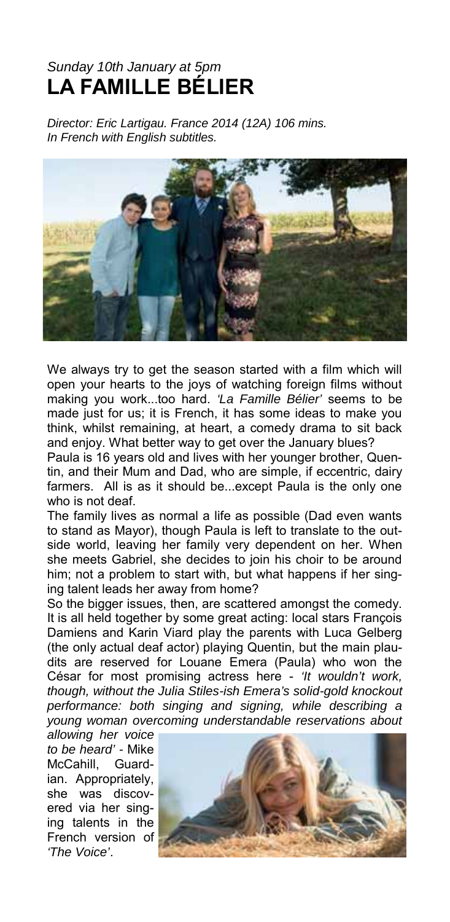*Sunday 10th January at 5pm*

# LA FAMILLE BÉLIER

*Director: Eric Lartigau. France 2014 (12A) 106 mins.*
*In French with English subtitles.*

We always try to get the season started with a film which will open your hearts to the joys of watching foreign films without making you work...too hard. *'La Famille Bélier'* seems to be made just for us; it is French, it has some ideas to make you think, whilst remaining, at heart, a comedy drama to sit back and enjoy. What better way to get over the January blues?

Paula is 16 years old and lives with her younger brother, Quentin, and their Mum and Dad, who are simple, if eccentric, dairy farmers. All is as it should be...except Paula is the only one who is not deaf.

The family lives as normal a life as possible (Dad even wants to stand as Mayor), though Paula is left to translate to the outside world, leaving her family very dependent on her. When she meets Gabriel, she decides to join his choir to be around him; not a problem to start with, but what happens if her singing talent leads her away from home?

So the bigger issues, then, are scattered amongst the comedy. It is all held together by some great acting: local stars François Damiens and Karin Viard play the parents with Luca Gelberg (the only actual deaf actor) playing Quentin, but the main plaudits are reserved for Louane Emera (Paula) who won the César for most promising actress here - *'It wouldn't work, though, without the Julia Stiles-ish Emera's solid-gold knockout performance: both singing and signing, while describing a young woman overcoming understandable reservations about allowing her voice to be heard'* - Mike McCahill, Guardian. Appropriately, she was discovered via her singing talents in the French version of *'The Voice'*.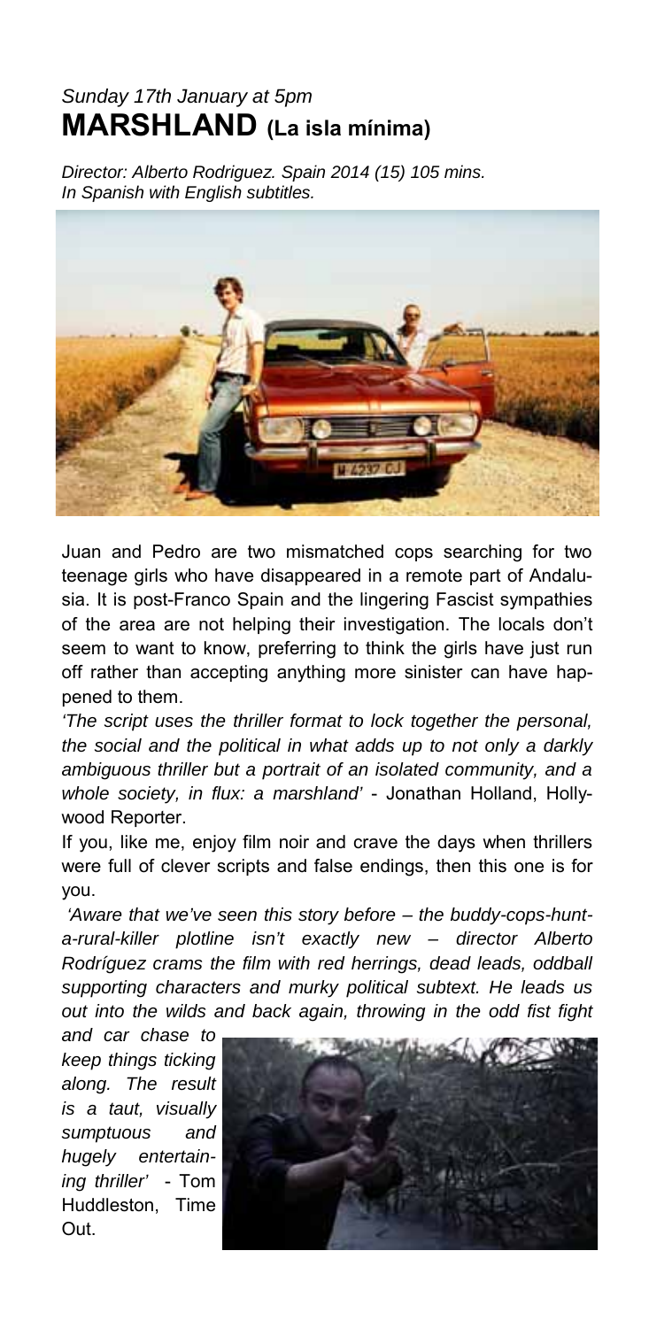*Sunday 17th January at 5pm*

# MARSHLAND (La isla mínima)

*Director: Alberto Rodriguez. Spain 2014 (15) 105 mins.*
*In Spanish with English subtitles.*

Juan and Pedro are two mismatched cops searching for two teenage girls who have disappeared in a remote part of Andalusia. It is post-Franco Spain and the lingering Fascist sympathies of the area are not helping their investigation. The locals don't seem to want to know, preferring to think the girls have just run off rather than accepting anything more sinister can have happened to them.

*'The script uses the thriller format to lock together the personal, the social and the political in what adds up to not only a darkly ambiguous thriller but a portrait of an isolated community, and a whole society, in flux: a marshland'* - Jonathan Holland, Hollywood Reporter.

If you, like me, enjoy film noir and crave the days when thrillers were full of clever scripts and false endings, then this one is for you.

*'Aware that we've seen this story before – the buddy-cops-hunt-a-rural-killer plotline isn't exactly new – director Alberto Rodríguez crams the film with red herrings, dead leads, oddball supporting characters and murky political subtext. He leads us out into the wilds and back again, throwing in the odd fist fight and car chase to keep things ticking along. The result is a taut, visually sumptuous and hugely entertaining thriller'* - Tom Huddleston, Time Out.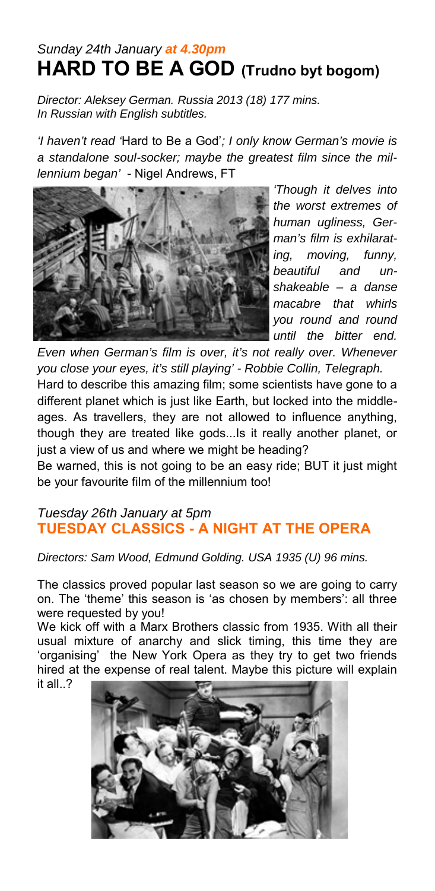*Sunday 24th January **at 4.30pm***

## HARD TO BE A GOD (Trudno byt bogom)

*Director: Aleksey German. Russia 2013 (18) 177 mins.*
*In Russian with English subtitles.*

*'I haven't read '*Hard to Be a God'*; I only know German's movie is a standalone soul-socker; maybe the greatest film since the millennium began'* - Nigel Andrews, FT

*'Though it delves into the worst extremes of human ugliness, German's film is exhilarating, moving, funny, beautiful and unshakeable – a danse macabre that whirls you round and round until the bitter end. Even when German's film is over, it's not really over. Whenever you close your eyes, it's still playing' - Robbie Collin, Telegraph.*

Hard to describe this amazing film; some scientists have gone to a different planet which is just like Earth, but locked into the middle-ages. As travellers, they are not allowed to influence anything, though they are treated like gods...Is it really another planet, or just a view of us and where we might be heading?

Be warned, this is not going to be an easy ride; BUT it just might be your favourite film of the millennium too!

*Tuesday 26th January at 5pm*

## TUESDAY CLASSICS - A NIGHT AT THE OPERA

*Directors: Sam Wood, Edmund Golding. USA 1935 (U) 96 mins.*

The classics proved popular last season so we are going to carry on. The 'theme' this season is 'as chosen by members': all three were requested by you!

We kick off with a Marx Brothers classic from 1935. With all their usual mixture of anarchy and slick timing, this time they are 'organising' the New York Opera as they try to get two friends hired at the expense of real talent. Maybe this picture will explain it all..?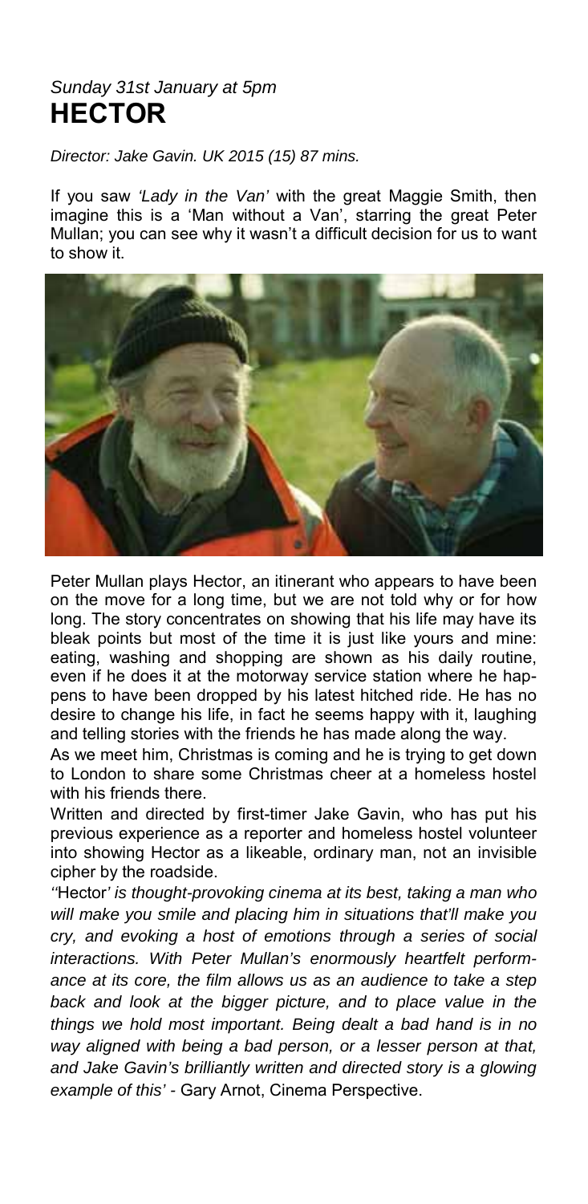*Sunday 31st January at 5pm*

# HECTOR

*Director: Jake Gavin. UK 2015 (15) 87 mins.*

If you saw *'Lady in the Van'* with the great Maggie Smith, then imagine this is a 'Man without a Van', starring the great Peter Mullan; you can see why it wasn't a difficult decision for us to want to show it.

Peter Mullan plays Hector, an itinerant who appears to have been on the move for a long time, but we are not told why or for how long. The story concentrates on showing that his life may have its bleak points but most of the time it is just like yours and mine: eating, washing and shopping are shown as his daily routine, even if he does it at the motorway service station where he happens to have been dropped by his latest hitched ride. He has no desire to change his life, in fact he seems happy with it, laughing and telling stories with the friends he has made along the way.

As we meet him, Christmas is coming and he is trying to get down to London to share some Christmas cheer at a homeless hostel with his friends there.

Written and directed by first-timer Jake Gavin, who has put his previous experience as a reporter and homeless hostel volunteer into showing Hector as a likeable, ordinary man, not an invisible cipher by the roadside.

*''*Hector*' is thought-provoking cinema at its best, taking a man who will make you smile and placing him in situations that'll make you cry, and evoking a host of emotions through a series of social interactions. With Peter Mullan's enormously heartfelt performance at its core, the film allows us as an audience to take a step back and look at the bigger picture, and to place value in the things we hold most important. Being dealt a bad hand is in no way aligned with being a bad person, or a lesser person at that, and Jake Gavin's brilliantly written and directed story is a glowing example of this' -* Gary Arnot, Cinema Perspective.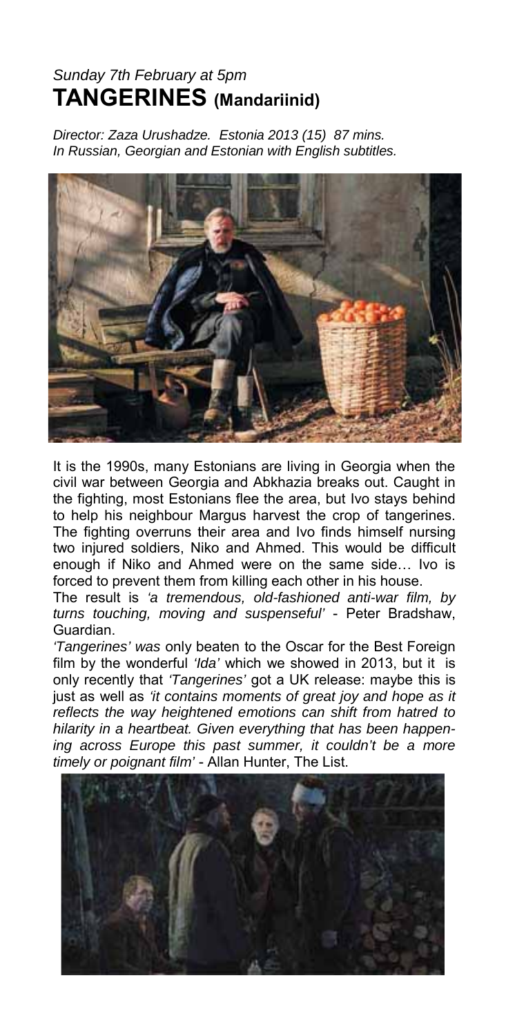*Sunday 7th February at 5pm*

# TANGERINES (Mandariinid)

*Director: Zaza Urushadze. Estonia 2013 (15) 87 mins.*
*In Russian, Georgian and Estonian with English subtitles.*

It is the 1990s, many Estonians are living in Georgia when the civil war between Georgia and Abkhazia breaks out. Caught in the fighting, most Estonians flee the area, but Ivo stays behind to help his neighbour Margus harvest the crop of tangerines. The fighting overruns their area and Ivo finds himself nursing two injured soldiers, Niko and Ahmed. This would be difficult enough if Niko and Ahmed were on the same side… Ivo is forced to prevent them from killing each other in his house.

The result is *'a tremendous, old-fashioned anti-war film, by turns touching, moving and suspenseful'* - Peter Bradshaw, Guardian.

*'Tangerines' was* only beaten to the Oscar for the Best Foreign film by the wonderful *'Ida'* which we showed in 2013, but it is only recently that *'Tangerines'* got a UK release: maybe this is just as well as *'it contains moments of great joy and hope as it reflects the way heightened emotions can shift from hatred to hilarity in a heartbeat. Given everything that has been happening across Europe this past summer, it couldn't be a more timely or poignant film'* - Allan Hunter, The List.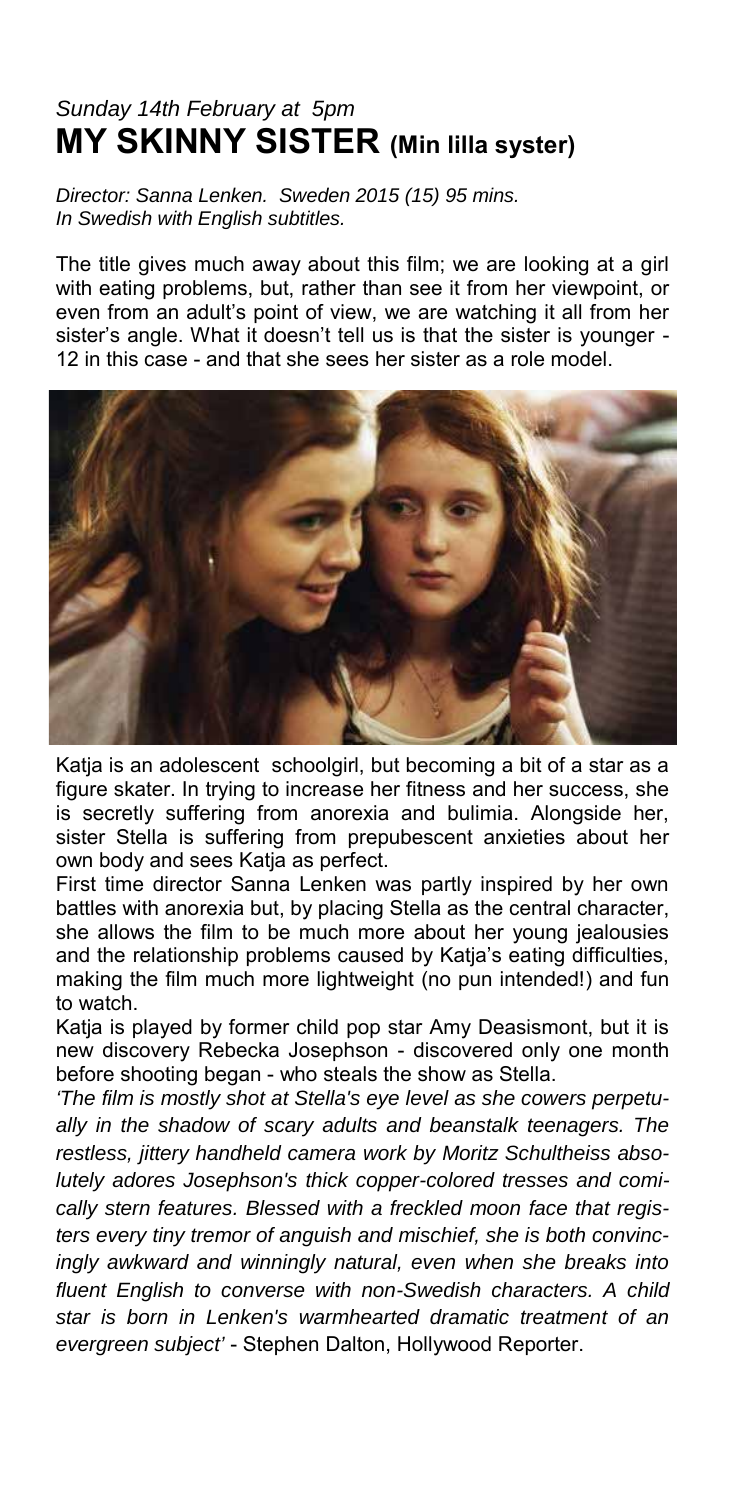*Sunday 14th February at 5pm*

# MY SKINNY SISTER (Min lilla syster)

*Director: Sanna Lenken. Sweden 2015 (15) 95 mins.*
*In Swedish with English subtitles.*

The title gives much away about this film; we are looking at a girl with eating problems, but, rather than see it from her viewpoint, or even from an adult's point of view, we are watching it all from her sister's angle. What it doesn't tell us is that the sister is younger - 12 in this case - and that she sees her sister as a role model.

Katja is an adolescent schoolgirl, but becoming a bit of a star as a figure skater. In trying to increase her fitness and her success, she is secretly suffering from anorexia and bulimia. Alongside her, sister Stella is suffering from prepubescent anxieties about her own body and sees Katja as perfect.

First time director Sanna Lenken was partly inspired by her own battles with anorexia but, by placing Stella as the central character, she allows the film to be much more about her young jealousies and the relationship problems caused by Katja's eating difficulties, making the film much more lightweight (no pun intended!) and fun to watch.

Katja is played by former child pop star Amy Deasismont, but it is new discovery Rebecka Josephson - discovered only one month before shooting began - who steals the show as Stella.

*'The film is mostly shot at Stella's eye level as she cowers perpetually in the shadow of scary adults and beanstalk teenagers. The restless, jittery handheld camera work by Moritz Schultheiss absolutely adores Josephson's thick copper-colored tresses and comically stern features. Blessed with a freckled moon face that registers every tiny tremor of anguish and mischief, she is both convincingly awkward and winningly natural, even when she breaks into fluent English to converse with non-Swedish characters. A child star is born in Lenken's warmhearted dramatic treatment of an evergreen subject'* - Stephen Dalton, Hollywood Reporter.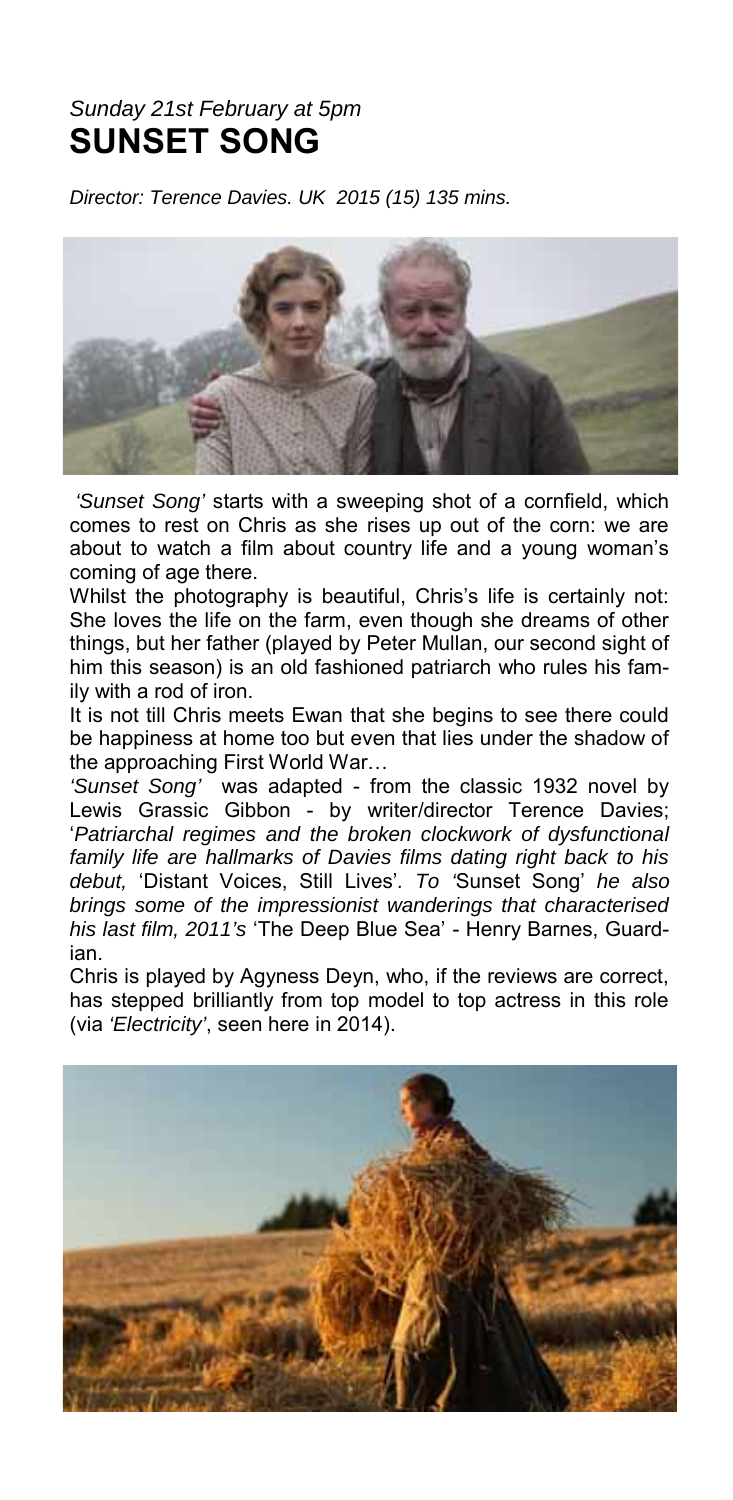*Sunday 21st February at 5pm*

# SUNSET SONG

*Director: Terence Davies. UK 2015 (15) 135 mins.*

*'Sunset Song'* starts with a sweeping shot of a cornfield, which comes to rest on Chris as she rises up out of the corn: we are about to watch a film about country life and a young woman's coming of age there.

Whilst the photography is beautiful, Chris's life is certainly not: She loves the life on the farm, even though she dreams of other things, but her father (played by Peter Mullan, our second sight of him this season) is an old fashioned patriarch who rules his family with a rod of iron.

It is not till Chris meets Ewan that she begins to see there could be happiness at home too but even that lies under the shadow of the approaching First World War…

*'Sunset Song'* was adapted - from the classic 1932 novel by Lewis Grassic Gibbon - by writer/director Terence Davies; '*Patriarchal regimes and the broken clockwork of dysfunctional family life are hallmarks of Davies films dating right back to his debut,* 'Distant Voices, Still Lives'*. To '*Sunset Song' *he also brings some of the impressionist wanderings that characterised his last film, 2011's* 'The Deep Blue Sea' - Henry Barnes, Guardian.

Chris is played by Agyness Deyn, who, if the reviews are correct, has stepped brilliantly from top model to top actress in this role (via *'Electricity'*, seen here in 2014).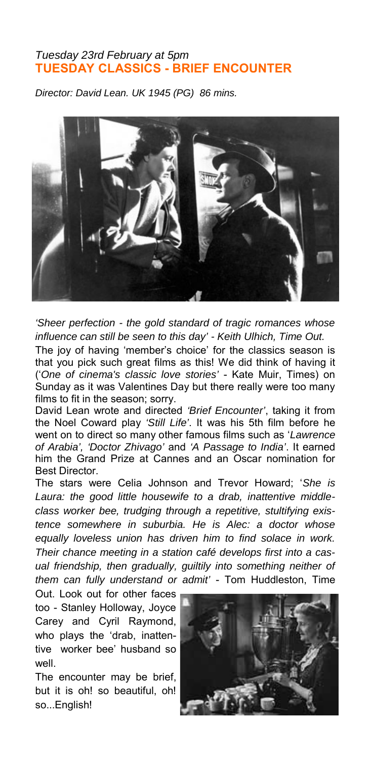*Tuesday 23rd February at 5pm*

## TUESDAY CLASSICS - BRIEF ENCOUNTER

*Director: David Lean. UK 1945 (PG) 86 mins.*

*'Sheer perfection - the gold standard of tragic romances whose influence can still be seen to this day'* - *Keith Ulhich, Time Out.*

The joy of having 'member's choice' for the classics season is that you pick such great films as this! We did think of having it (*'One of cinema's classic love stories'* - Kate Muir, Times) on Sunday as it was Valentines Day but there really were too many films to fit in the season; sorry.

David Lean wrote and directed *'Brief Encounter'*, taking it from the Noel Coward play *'Still Life'*. It was his 5th film before he went on to direct so many other famous films such as '*Lawrence of Arabia', 'Doctor Zhivago'* and *'A Passage to India'*. It earned him the Grand Prize at Cannes and an Oscar nomination for Best Director.

The stars were Celia Johnson and Trevor Howard; '*She is Laura: the good little housewife to a drab, inattentive middle-class worker bee, trudging through a repetitive, stultifying existence somewhere in suburbia. He is Alec: a doctor whose equally loveless union has driven him to find solace in work. Their chance meeting in a station café develops first into a casual friendship, then gradually, guiltily into something neither of them can fully understand or admit'* - Tom Huddleston, Time Out. Look out for other faces too - Stanley Holloway, Joyce Carey and Cyril Raymond, who plays the 'drab, inattentive worker bee' husband so well.

The encounter may be brief, but it is oh! so beautiful, oh! so...English!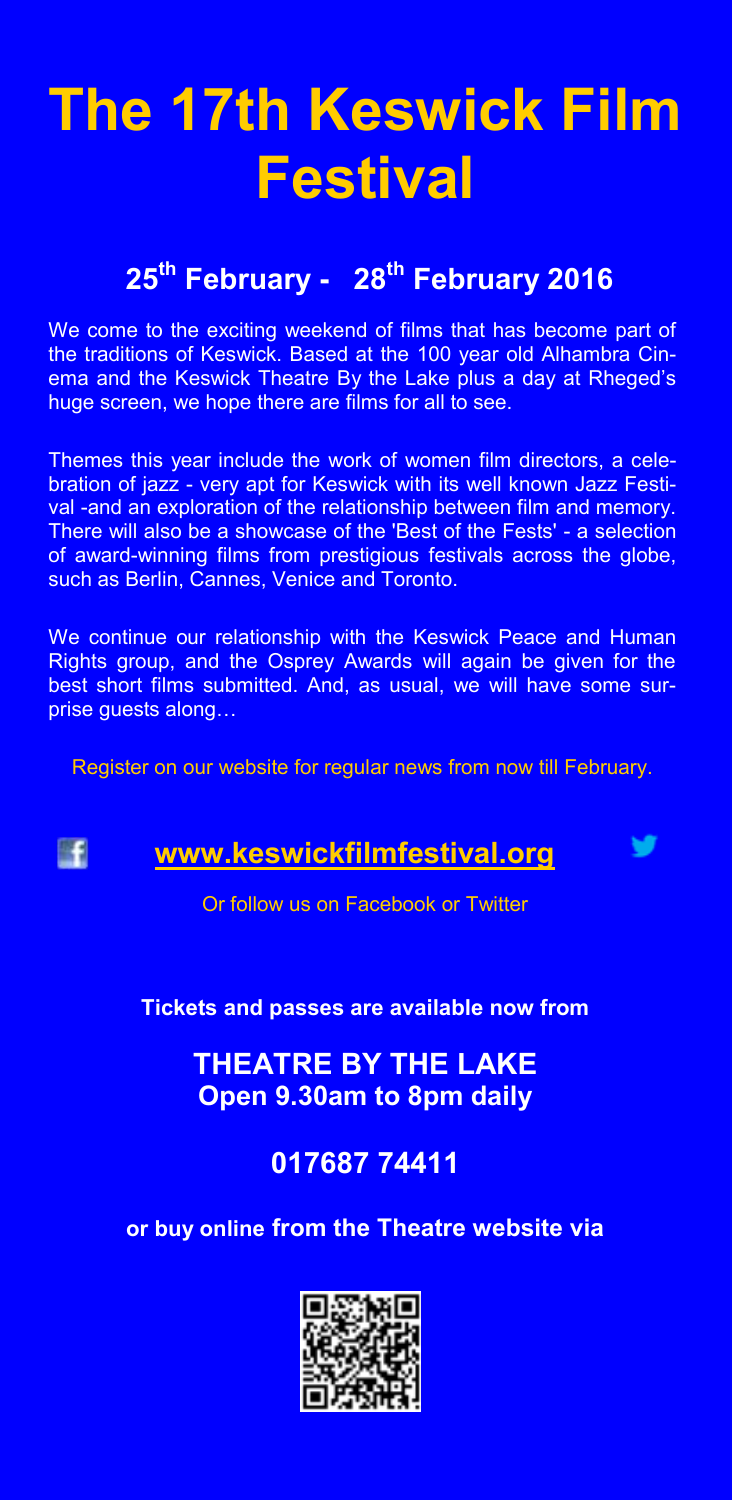# The 17th Keswick Film Festival

## 25th February - 28th February 2016

We come to the exciting weekend of films that has become part of the traditions of Keswick. Based at the 100 year old Alhambra Cinema and the Keswick Theatre By the Lake plus a day at Rheged's huge screen, we hope there are films for all to see.

Themes this year include the work of women film directors, a celebration of jazz - very apt for Keswick with its well known Jazz Festival -and an exploration of the relationship between film and memory. There will also be a showcase of the 'Best of the Fests' - a selection of award-winning films from prestigious festivals across the globe, such as Berlin, Cannes, Venice and Toronto.

We continue our relationship with the Keswick Peace and Human Rights group, and the Osprey Awards will again be given for the best short films submitted. And, as usual, we will have some surprise guests along…

Register on our website for regular news from now till February.

**www.keswickfilmfestival.org**

Or follow us on Facebook or Twitter

**Tickets and passes are available now from**

**THEATRE BY THE LAKE**
**Open 9.30am to 8pm daily**

**017687 74411**

**or buy online from the Theatre website via**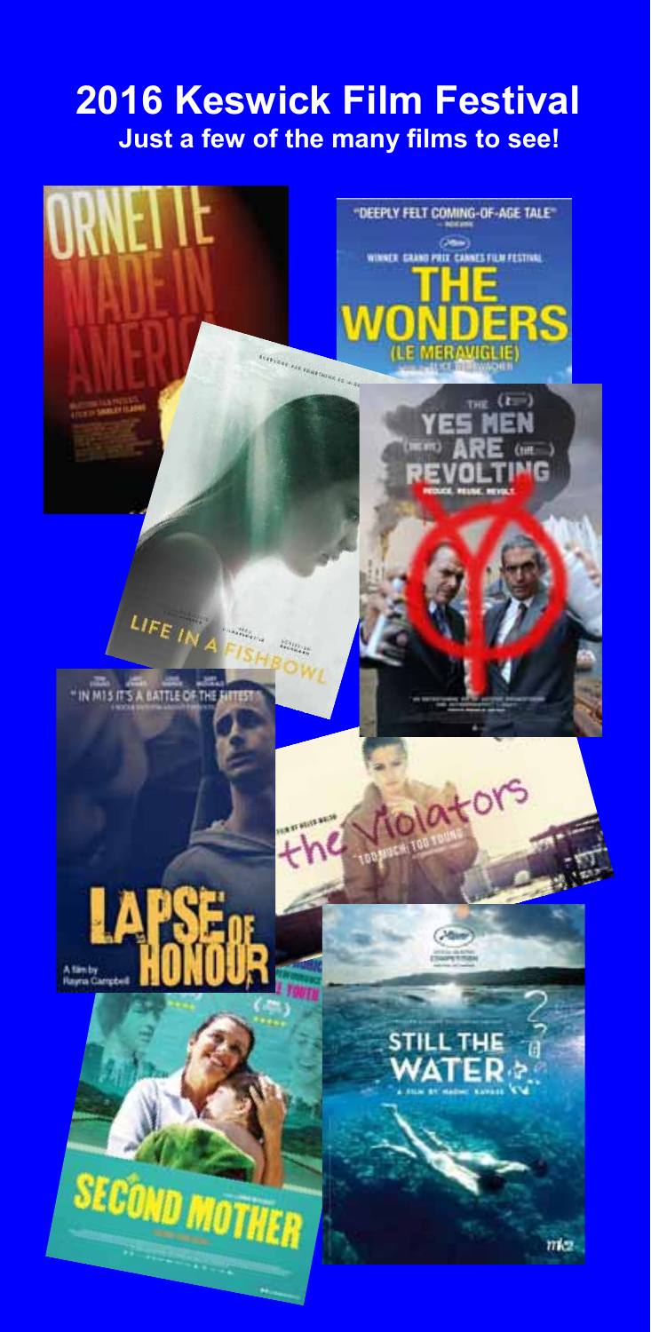# 2016 Keswick Film Festival

**Just a few of the many films to see!**

ORNETTE MADE IN AMERICA

"DEEPLY FELT COMING-OF-AGE TALE"

WINNER GRAND PRIX CANNES FILM FESTIVAL

THE WONDERS (LE MERAVIGLIE)

LIFE IN A FISHBOWL

THE YES MEN ARE REVOLTING

REDUCE. REUSE. REVOLT.

"IN M15 IT'S A BATTLE OF THE FITTEST"

LAPSE OF HONOUR

A film by Rayna Campbell

the Violators

TOO MUCH, TOO YOUNG

SECOND MOTHER

STILL THE WATER

A FILM BY NAOMI KAWASE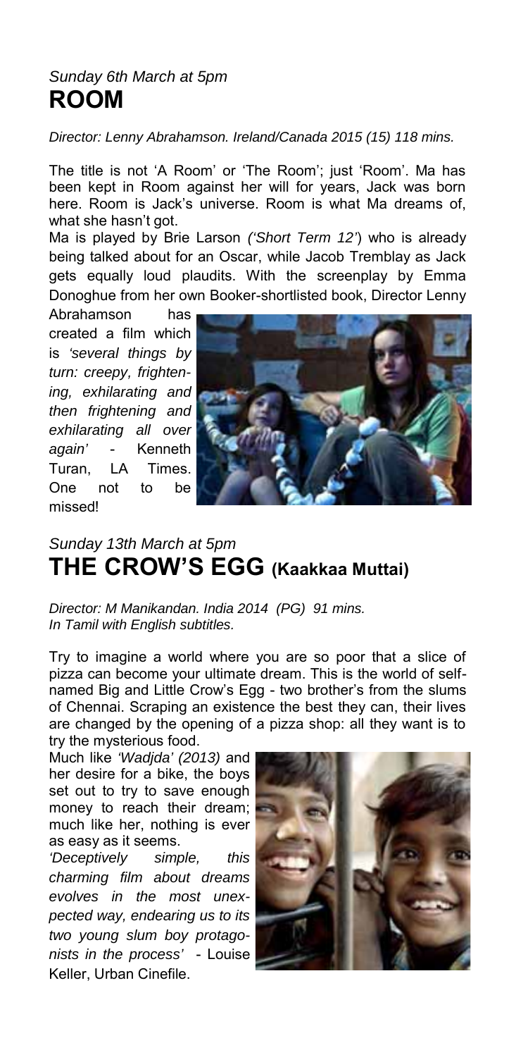*Sunday 6th March at 5pm*

# ROOM

*Director: Lenny Abrahamson. Ireland/Canada 2015 (15) 118 mins.*

The title is not 'A Room' or 'The Room'; just 'Room'. Ma has been kept in Room against her will for years, Jack was born here. Room is Jack's universe. Room is what Ma dreams of, what she hasn't got.

Ma is played by Brie Larson *('Short Term 12')* who is already being talked about for an Oscar, while Jacob Tremblay as Jack gets equally loud plaudits. With the screenplay by Emma Donoghue from her own Booker-shortlisted book, Director Lenny Abrahamson has created a film which is *'several things by turn: creepy, frightening, exhilarating and then frightening and exhilarating all over again'* - Kenneth Turan, LA Times. One not to be missed!

*Sunday 13th March at 5pm*

# THE CROW'S EGG (Kaakkaa Muttai)

*Director: M Manikandan. India 2014 (PG) 91 mins.*
*In Tamil with English subtitles.*

Try to imagine a world where you are so poor that a slice of pizza can become your ultimate dream. This is the world of self-named Big and Little Crow's Egg - two brother's from the slums of Chennai. Scraping an existence the best they can, their lives are changed by the opening of a pizza shop: all they want is to try the mysterious food.

Much like *'Wadjda' (2013)* and her desire for a bike, the boys set out to try to save enough money to reach their dream; much like her, nothing is ever as easy as it seems.

*'Deceptively simple, this charming film about dreams evolves in the most unexpected way, endearing us to its two young slum boy protagonists in the process'* - Louise Keller, Urban Cinefile.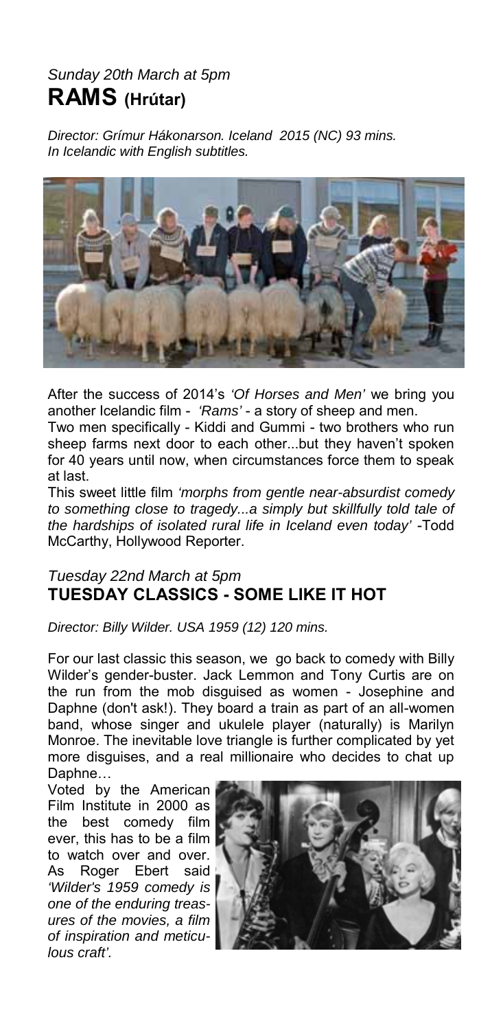*Sunday 20th March at 5pm*

## RAMS (Hrútar)

*Director: Grímur Hákonarson. Iceland 2015 (NC) 93 mins.*
*In Icelandic with English subtitles.*

After the success of 2014's *'Of Horses and Men'* we bring you another Icelandic film - *'Rams'* - a story of sheep and men.

Two men specifically - Kiddi and Gummi - two brothers who run sheep farms next door to each other...but they haven't spoken for 40 years until now, when circumstances force them to speak at last.

This sweet little film *'morphs from gentle near-absurdist comedy to something close to tragedy...a simply but skillfully told tale of the hardships of isolated rural life in Iceland even today'* -Todd McCarthy, Hollywood Reporter.

*Tuesday 22nd March at 5pm*

## TUESDAY CLASSICS - SOME LIKE IT HOT

*Director: Billy Wilder. USA 1959 (12) 120 mins.*

For our last classic this season, we go back to comedy with Billy Wilder's gender-buster. Jack Lemmon and Tony Curtis are on the run from the mob disguised as women - Josephine and Daphne (don't ask!). They board a train as part of an all-women band, whose singer and ukulele player (naturally) is Marilyn Monroe. The inevitable love triangle is further complicated by yet more disguises, and a real millionaire who decides to chat up Daphne…

Voted by the American Film Institute in 2000 as the best comedy film ever, this has to be a film to watch over and over. As Roger Ebert said *'Wilder's 1959 comedy is one of the enduring treasures of the movies, a film of inspiration and meticulous craft'.*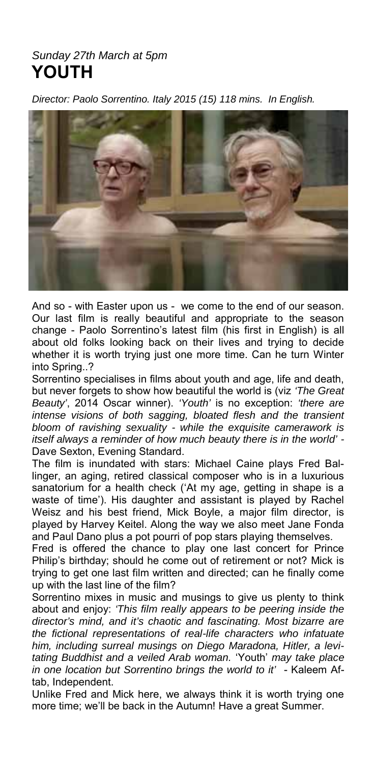*Sunday 27th March at 5pm*

# YOUTH

*Director: Paolo Sorrentino. Italy 2015 (15) 118 mins. In English.*

And so - with Easter upon us - we come to the end of our season. Our last film is really beautiful and appropriate to the season change - Paolo Sorrentino's latest film (his first in English) is all about old folks looking back on their lives and trying to decide whether it is worth trying just one more time. Can he turn Winter into Spring..?

Sorrentino specialises in films about youth and age, life and death, but never forgets to show how beautiful the world is (viz *'The Great Beauty'*, 2014 Oscar winner). *'Youth'* is no exception: *'there are intense visions of both sagging, bloated flesh and the transient bloom of ravishing sexuality - while the exquisite camerawork is itself always a reminder of how much beauty there is in the world'* - Dave Sexton, Evening Standard.

The film is inundated with stars: Michael Caine plays Fred Ballinger, an aging, retired classical composer who is in a luxurious sanatorium for a health check ('At my age, getting in shape is a waste of time'). His daughter and assistant is played by Rachel Weisz and his best friend, Mick Boyle, a major film director, is played by Harvey Keitel. Along the way we also meet Jane Fonda and Paul Dano plus a pot pourri of pop stars playing themselves.

Fred is offered the chance to play one last concert for Prince Philip's birthday; should he come out of retirement or not? Mick is trying to get one last film written and directed; can he finally come up with the last line of the film?

Sorrentino mixes in music and musings to give us plenty to think about and enjoy: *'This film really appears to be peering inside the director's mind, and it's chaotic and fascinating. Most bizarre are the fictional representations of real-life characters who infatuate him, including surreal musings on Diego Maradona, Hitler, a levitating Buddhist and a veiled Arab woman.* 'Youth' *may take place in one location but Sorrentino brings the world to it'* - Kaleem Aftab, Independent.

Unlike Fred and Mick here, we always think it is worth trying one more time; we'll be back in the Autumn! Have a great Summer.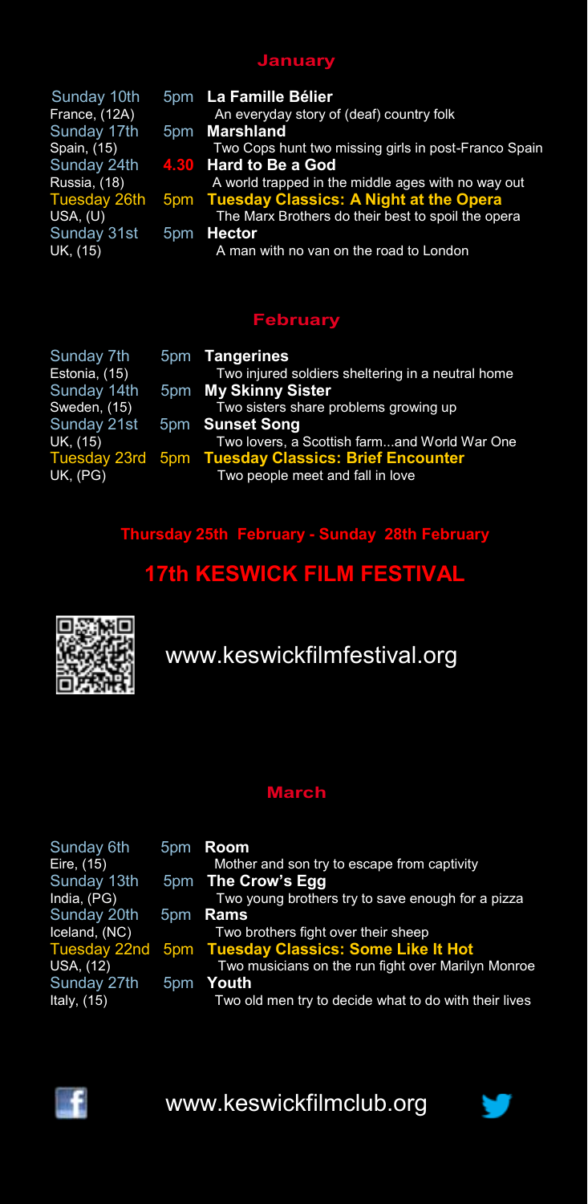## January

| | | |
|---|---|---|
| Sunday 10th<br>France, (12A) | 5pm | **La Famille Bélier**<br>An everyday story of (deaf) country folk |
| Sunday 17th<br>Spain, (15) | 5pm | **Marshland**<br>Two Cops hunt two missing girls in post-Franco Spain |
| Sunday 24th<br>Russia, (18) | 4.30 | **Hard to Be a God**<br>A world trapped in the middle ages with no way out |
| Tuesday 26th<br>USA, (U) | 5pm | **Tuesday Classics: A Night at the Opera**<br>The Marx Brothers do their best to spoil the opera |
| Sunday 31st<br>UK, (15) | 5pm | **Hector**<br>A man with no van on the road to London |

## February

| | | |
|---|---|---|
| Sunday 7th<br>Estonia, (15) | 5pm | **Tangerines**<br>Two injured soldiers sheltering in a neutral home |
| Sunday 14th<br>Sweden, (15) | 5pm | **My Skinny Sister**<br>Two sisters share problems growing up |
| Sunday 21st<br>UK, (15) | 5pm | **Sunset Song**<br>Two lovers, a Scottish farm...and World War One |
| Tuesday 23rd<br>UK, (PG) | 5pm | **Tuesday Classics: Brief Encounter**<br>Two people meet and fall in love |

**Thursday 25th February - Sunday 28th February**

## 17th KESWICK FILM FESTIVAL

www.keswickfilmfestival.org

## March

| | | |
|---|---|---|
| Sunday 6th<br>Eire, (15) | 5pm | **Room**<br>Mother and son try to escape from captivity |
| Sunday 13th<br>India, (PG) | 5pm | **The Crow's Egg**<br>Two young brothers try to save enough for a pizza |
| Sunday 20th<br>Iceland, (NC) | 5pm | **Rams**<br>Two brothers fight over their sheep |
| Tuesday 22nd<br>USA, (12) | 5pm | **Tuesday Classics: Some Like It Hot**<br>Two musicians on the run fight over Marilyn Monroe |
| Sunday 27th<br>Italy, (15) | 5pm | **Youth**<br>Two old men try to decide what to do with their lives |

www.keswickfilmclub.org